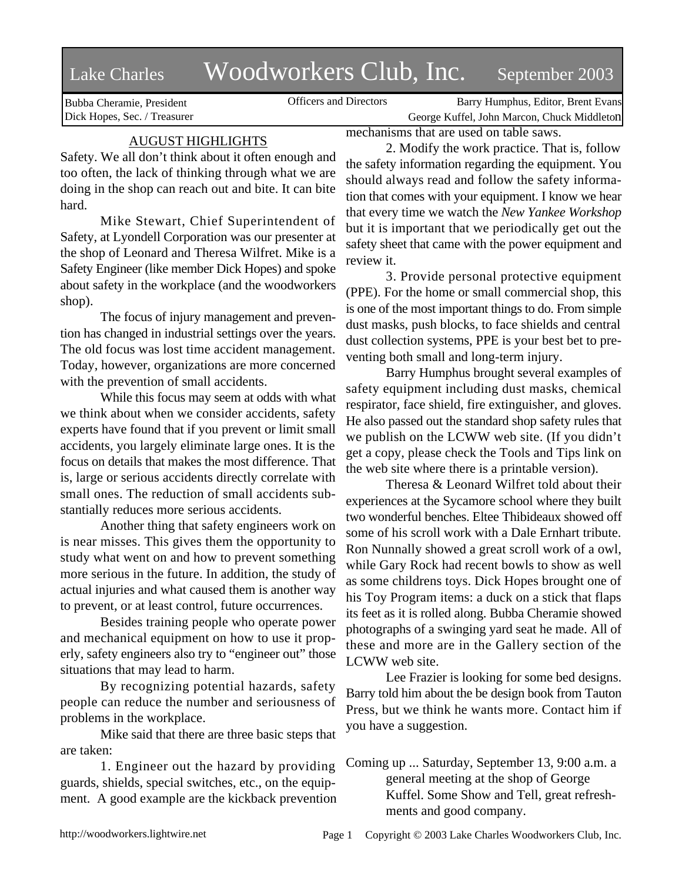# Lake Charles Woodworkers Club, Inc. September 2003

Bubba Cheramie, President
Dick Hopes, Sec. / Treasurer

Officers and Directors

Barry Humphus, Editor, Brent Evans
George Kuffel, John Marcon, Chuck Middleton

## AUGUST HIGHLIGHTS

Safety. We all don't think about it often enough and too often, the lack of thinking through what we are doing in the shop can reach out and bite. It can bite hard.

Mike Stewart, Chief Superintendent of Safety, at Lyondell Corporation was our presenter at the shop of Leonard and Theresa Wilfret. Mike is a Safety Engineer (like member Dick Hopes) and spoke about safety in the workplace (and the woodworkers shop).

The focus of injury management and prevention has changed in industrial settings over the years. The old focus was lost time accident management. Today, however, organizations are more concerned with the prevention of small accidents.

While this focus may seem at odds with what we think about when we consider accidents, safety experts have found that if you prevent or limit small accidents, you largely eliminate large ones. It is the focus on details that makes the most difference. That is, large or serious accidents directly correlate with small ones. The reduction of small accidents substantially reduces more serious accidents.

Another thing that safety engineers work on is near misses. This gives them the opportunity to study what went on and how to prevent something more serious in the future. In addition, the study of actual injuries and what caused them is another way to prevent, or at least control, future occurrences.

Besides training people who operate power and mechanical equipment on how to use it properly, safety engineers also try to "engineer out" those situations that may lead to harm.

By recognizing potential hazards, safety people can reduce the number and seriousness of problems in the workplace.

Mike said that there are three basic steps that are taken:

1. Engineer out the hazard by providing guards, shields, special switches, etc., on the equipment. A good example are the kickback prevention mechanisms that are used on table saws.

2. Modify the work practice. That is, follow the safety information regarding the equipment. You should always read and follow the safety information that comes with your equipment. I know we hear that every time we watch the *New Yankee Workshop* but it is important that we periodically get out the safety sheet that came with the power equipment and review it.

3. Provide personal protective equipment (PPE). For the home or small commercial shop, this is one of the most important things to do. From simple dust masks, push blocks, to face shields and central dust collection systems, PPE is your best bet to preventing both small and long-term injury.

Barry Humphus brought several examples of safety equipment including dust masks, chemical respirator, face shield, fire extinguisher, and gloves. He also passed out the standard shop safety rules that we publish on the LCWW web site. (If you didn't get a copy, please check the Tools and Tips link on the web site where there is a printable version).

Theresa & Leonard Wilfret told about their experiences at the Sycamore school where they built two wonderful benches. Eltee Thibideaux showed off some of his scroll work with a Dale Ernhart tribute. Ron Nunnally showed a great scroll work of a owl, while Gary Rock had recent bowls to show as well as some childrens toys. Dick Hopes brought one of his Toy Program items: a duck on a stick that flaps its feet as it is rolled along. Bubba Cheramie showed photographs of a swinging yard seat he made. All of these and more are in the Gallery section of the LCWW web site.

Lee Frazier is looking for some bed designs. Barry told him about the be design book from Tauton Press, but we think he wants more. Contact him if you have a suggestion.

Coming up ... Saturday, September 13, 9:00 a.m. a general meeting at the shop of George Kuffel. Some Show and Tell, great refreshments and good company.

http://woodworkers.lightwire.net Copyright © 2003 Lake Charles Woodworkers Club, Inc.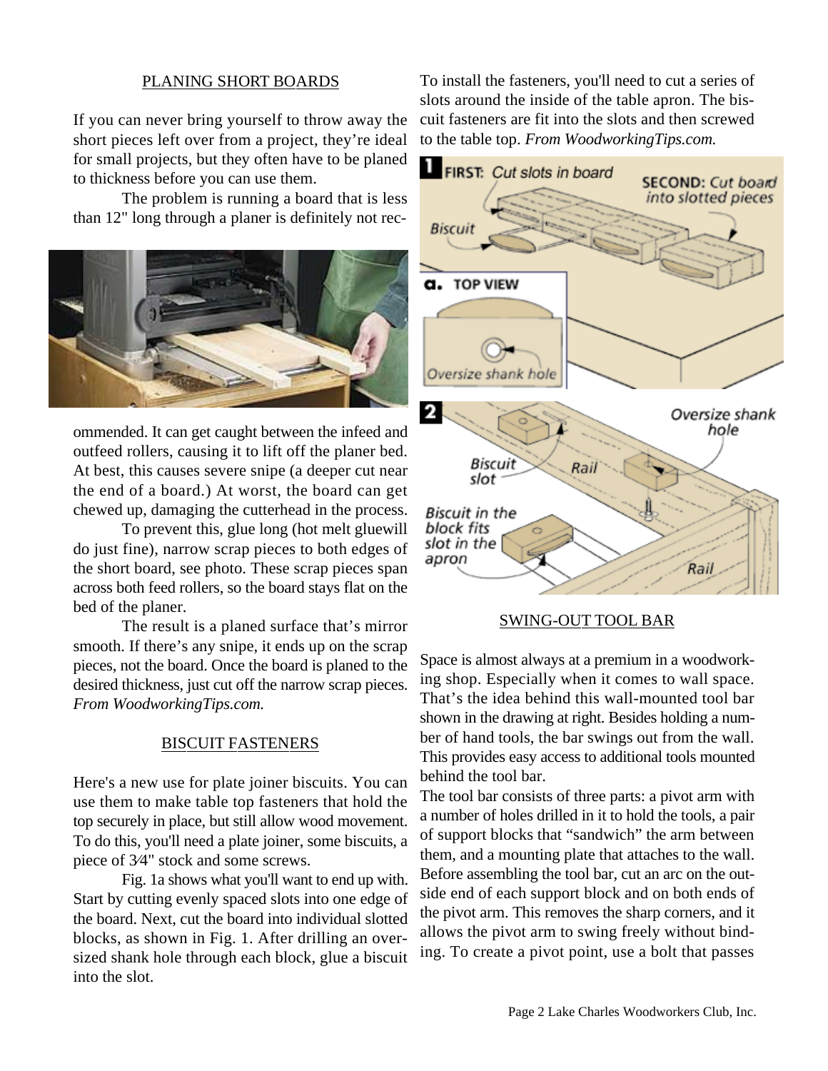## PLANING SHORT BOARDS

If you can never bring yourself to throw away the short pieces left over from a project, they're ideal for small projects, but they often have to be planed to thickness before you can use them.

The problem is running a board that is less than 12" long through a planer is definitely not recommended. It can get caught between the infeed and outfeed rollers, causing it to lift off the planer bed. At best, this causes severe snipe (a deeper cut near the end of a board.) At worst, the board can get chewed up, damaging the cutterhead in the process.

To prevent this, glue long (hot melt gluewill do just fine), narrow scrap pieces to both edges of the short board, see photo. These scrap pieces span across both feed rollers, so the board stays flat on the bed of the planer.

The result is a planed surface that's mirror smooth. If there's any snipe, it ends up on the scrap pieces, not the board. Once the board is planed to the desired thickness, just cut off the narrow scrap pieces. *From WoodworkingTips.com.*

## BISCUIT FASTENERS

Here's a new use for plate joiner biscuits. You can use them to make table top fasteners that hold the top securely in place, but still allow wood movement. To do this, you'll need a plate joiner, some biscuits, a piece of 3⁄4" stock and some screws.

Fig. 1a shows what you'll want to end up with. Start by cutting evenly spaced slots into one edge of the board. Next, cut the board into individual slotted blocks, as shown in Fig. 1. After drilling an oversized shank hole through each block, glue a biscuit into the slot.

To install the fasteners, you'll need to cut a series of slots around the inside of the table apron. The biscuit fasteners are fit into the slots and then screwed to the table top. *From WoodworkingTips.com.*

1 FIRST: Cut slots in board
SECOND: Cut board into slotted pieces
Biscuit
a. TOP VIEW
Oversize shank hole

2
Oversize shank hole
Biscuit slot
Rail
Biscuit in the block fits slot in the apron
Rail

## SWING-OUT TOOL BAR

Space is almost always at a premium in a woodworking shop. Especially when it comes to wall space. That's the idea behind this wall-mounted tool bar shown in the drawing at right. Besides holding a number of hand tools, the bar swings out from the wall. This provides easy access to additional tools mounted behind the tool bar.

The tool bar consists of three parts: a pivot arm with a number of holes drilled in it to hold the tools, a pair of support blocks that "sandwich" the arm between them, and a mounting plate that attaches to the wall. Before assembling the tool bar, cut an arc on the outside end of each support block and on both ends of the pivot arm. This removes the sharp corners, and it allows the pivot arm to swing freely without binding. To create a pivot point, use a bolt that passes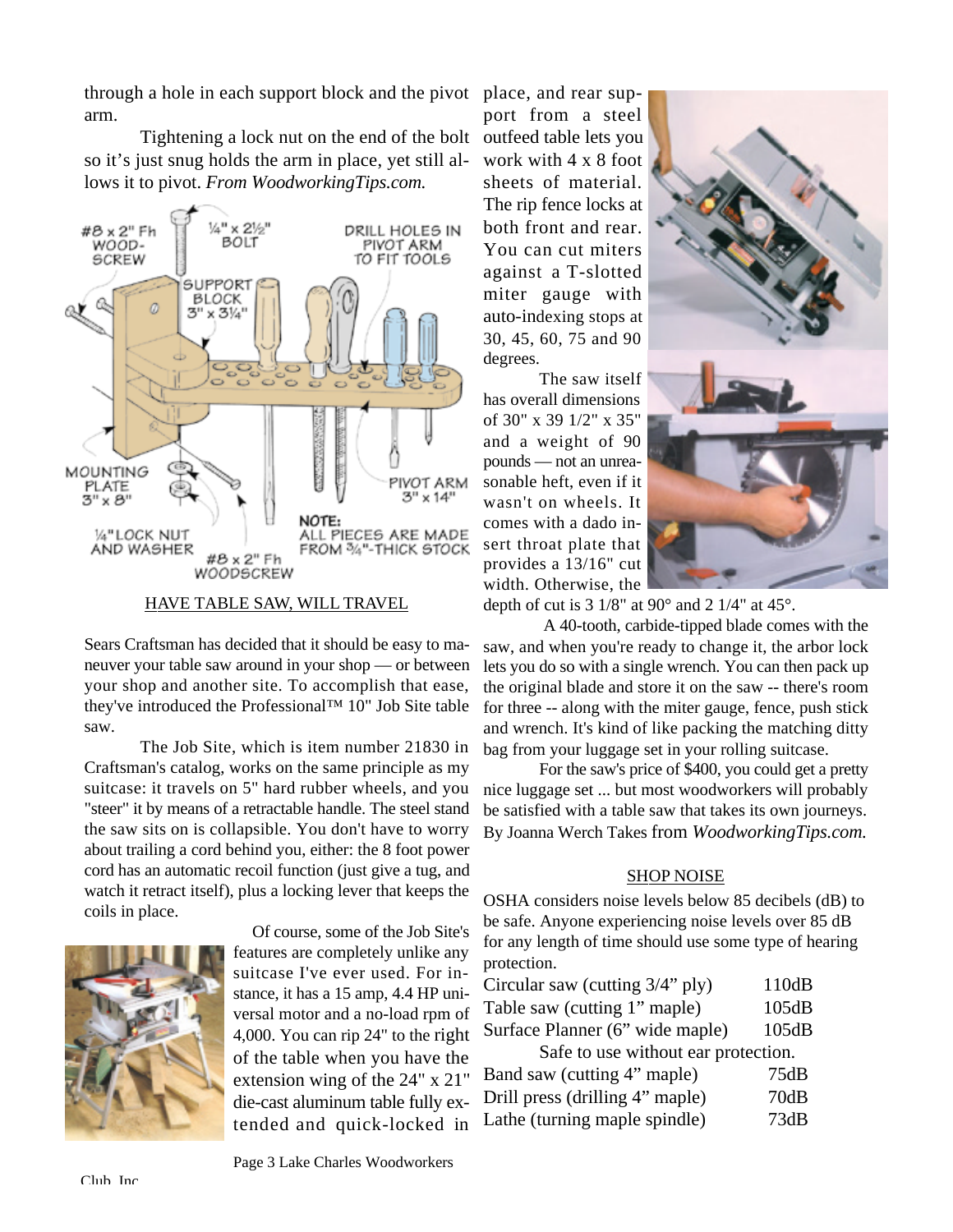through a hole in each support block and the pivot arm.

Tightening a lock nut on the end of the bolt so it's just snug holds the arm in place, yet still allows it to pivot. *From WoodworkingTips.com.*

#8 x 2" Fh WOOD-SCREW
¼" x 2½" BOLT
DRILL HOLES IN PIVOT ARM TO FIT TOOLS
SUPPORT BLOCK 3" x 3¼"
MOUNTING PLATE 3" x 8"
PIVOT ARM 3" x 14"
¼" LOCK NUT AND WASHER
#8 x 2" Fh WOODSCREW
NOTE: ALL PIECES ARE MADE FROM ¾"-THICK STOCK

## HAVE TABLE SAW, WILL TRAVEL

Sears Craftsman has decided that it should be easy to maneuver your table saw around in your shop — or between your shop and another site. To accomplish that ease, they've introduced the Professional™ 10" Job Site table saw.

The Job Site, which is item number 21830 in Craftsman's catalog, works on the same principle as my suitcase: it travels on 5" hard rubber wheels, and you "steer" it by means of a retractable handle. The steel stand the saw sits on is collapsible. You don't have to worry about trailing a cord behind you, either: the 8 foot power cord has an automatic recoil function (just give a tug, and watch it retract itself), plus a locking lever that keeps the coils in place.

Of course, some of the Job Site's features are completely unlike any suitcase I've ever used. For instance, it has a 15 amp, 4.4 HP universal motor and a no-load rpm of 4,000. You can rip 24" to the right of the table when you have the extension wing of the 24" x 21" die-cast aluminum table fully extended and quick-locked in place, and rear support from a steel outfeed table lets you work with 4 x 8 foot sheets of material. The rip fence locks at both front and rear. You can cut miters against a T-slotted miter gauge with auto-indexing stops at 30, 45, 60, 75 and 90 degrees.

The saw itself has overall dimensions of 30" x 39 1/2" x 35" and a weight of 90 pounds — not an unreasonable heft, even if it wasn't on wheels. It comes with a dado insert throat plate that provides a 13/16" cut width. Otherwise, the depth of cut is 3 1/8" at 90° and 2 1/4" at 45°.

A 40-tooth, carbide-tipped blade comes with the saw, and when you're ready to change it, the arbor lock lets you do so with a single wrench. You can then pack up the original blade and store it on the saw -- there's room for three -- along with the miter gauge, fence, push stick and wrench. It's kind of like packing the matching ditty bag from your luggage set in your rolling suitcase.

For the saw's price of $400, you could get a pretty nice luggage set ... but most woodworkers will probably be satisfied with a table saw that takes its own journeys. By Joanna Werch Takes from *WoodworkingTips.com.*

## SHOP NOISE

OSHA considers noise levels below 85 decibels (dB) to be safe. Anyone experiencing noise levels over 85 dB for any length of time should use some type of hearing protection.

| | |
|---|---|
| Circular saw (cutting 3/4" ply) | 110dB |
| Table saw (cutting 1" maple) | 105dB |
| Surface Planner (6" wide maple) | 105dB |
| Safe to use without ear protection. | |
| Band saw (cutting 4" maple) | 75dB |
| Drill press (drilling 4" maple) | 70dB |
| Lathe (turning maple spindle) | 73dB |